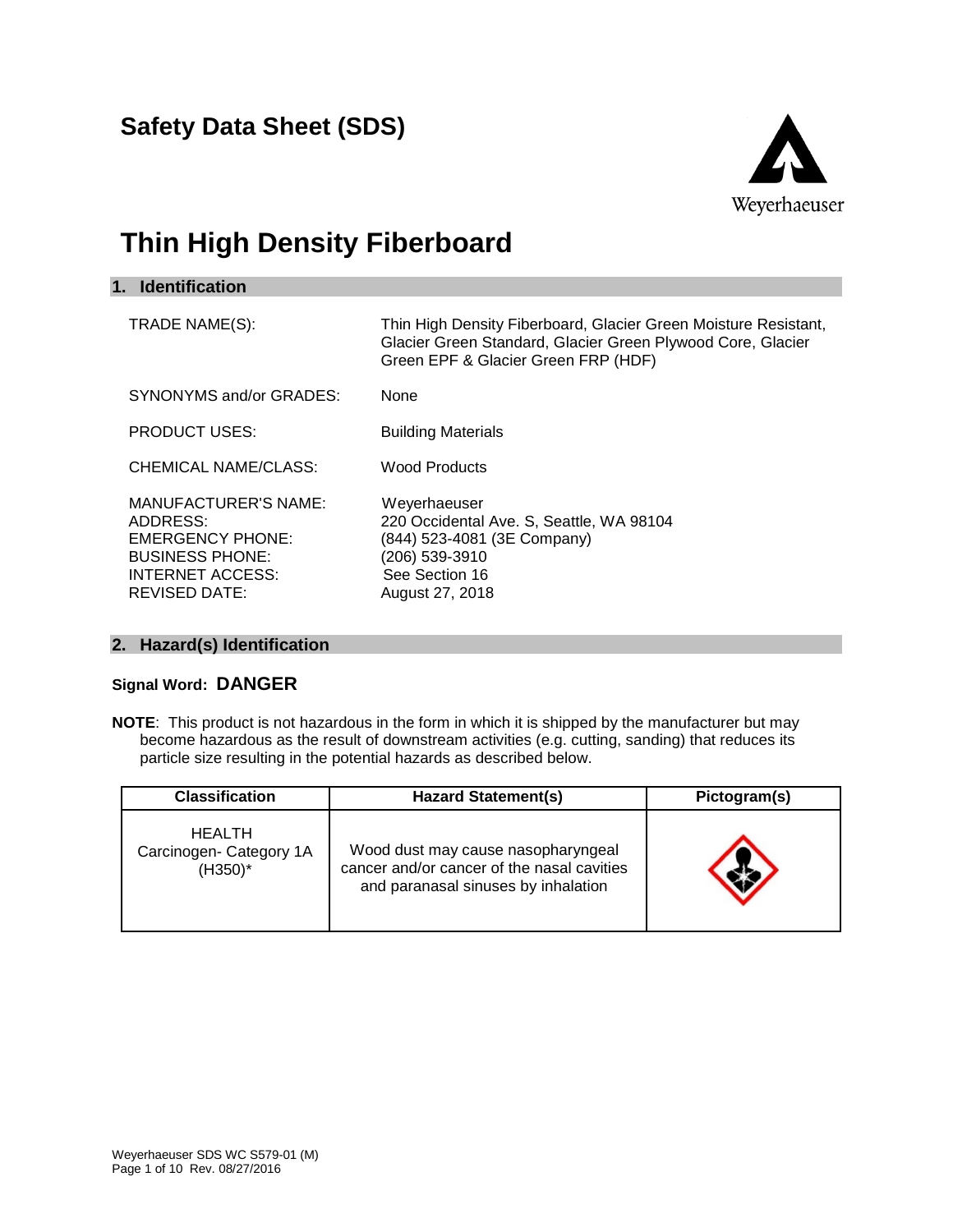# Safety Data Sheet (SDS)

# Thin High Density Fiberboard

## 1. Identification

| | |
|---|---|
| TRADE NAME(S): | Thin High Density Fiberboard, Glacier Green Moisture Resistant, Glacier Green Standard, Glacier Green Plywood Core, Glacier Green EPF & Glacier Green FRP (HDF) |
| SYNONYMS and/or GRADES: | None |
| PRODUCT USES: | Building Materials |
| CHEMICAL NAME/CLASS: | Wood Products |
| MANUFACTURER'S NAME: | Weyerhaeuser |
| ADDRESS: | 220 Occidental Ave. S, Seattle, WA 98104 |
| EMERGENCY PHONE: | (844) 523-4081 (3E Company) |
| BUSINESS PHONE: | (206) 539-3910 |
| INTERNET ACCESS: | See Section 16 |
| REVISED DATE: | August 27, 2018 |

## 2. Hazard(s) Identification

**Signal Word: DANGER**

**NOTE**: This product is not hazardous in the form in which it is shipped by the manufacturer but may become hazardous as the result of downstream activities (e.g. cutting, sanding) that reduces its particle size resulting in the potential hazards as described below.

| Classification | Hazard Statement(s) | Pictogram(s) |
|---|---|---|
| HEALTH<br>Carcinogen- Category 1A<br>(H350)* | Wood dust may cause nasopharyngeal cancer and/or cancer of the nasal cavities and paranasal sinuses by inhalation | |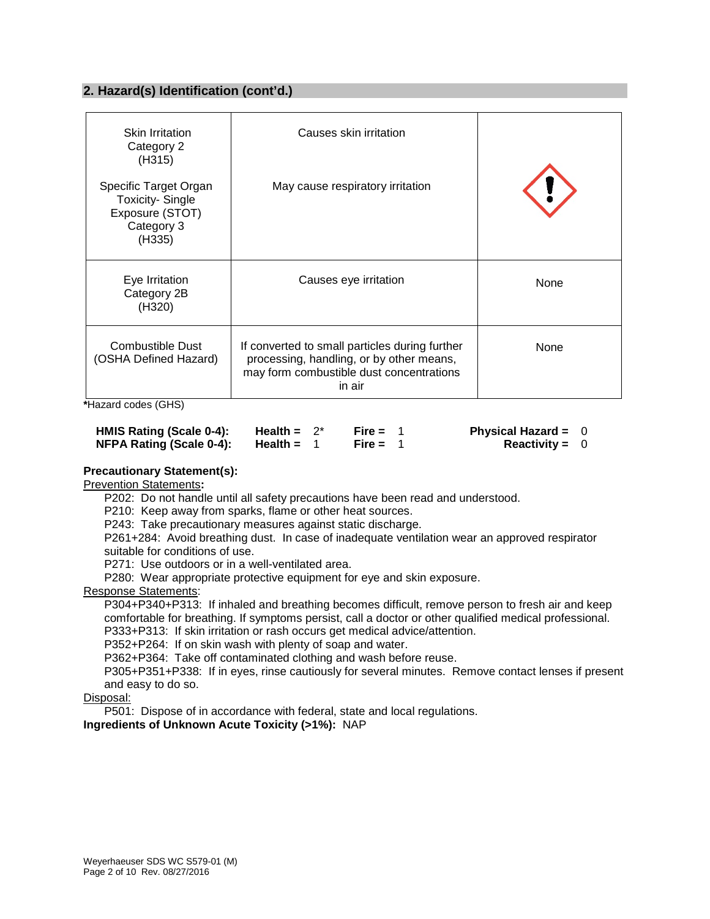## 2. Hazard(s) Identification (cont'd.)

| | | |
|---|---|---|
| Skin Irritation Category 2 (H315)<br><br>Specific Target Organ Toxicity- Single Exposure (STOT) Category 3 (H335) | Causes skin irritation<br><br>May cause respiratory irritation | |
| Eye Irritation Category 2B (H320) | Causes eye irritation | None |
| Combustible Dust (OSHA Defined Hazard) | If converted to small particles during further processing, handling, or by other means, may form combustible dust concentrations in air | None |

***Hazard codes (GHS)**

| | | | |
|---|---|---|---|
| **HMIS Rating (Scale 0-4):** | **Health =** 2* | **Fire =** 1 | **Physical Hazard =** 0 |
| **NFPA Rating (Scale 0-4):** | **Health =** 1 | **Fire =** 1 | **Reactivity =** 0 |

**Precautionary Statement(s):**

Prevention Statements**:**

P202: Do not handle until all safety precautions have been read and understood.
P210: Keep away from sparks, flame or other heat sources.
P243: Take precautionary measures against static discharge.
P261+284: Avoid breathing dust. In case of inadequate ventilation wear an approved respirator suitable for conditions of use.
P271: Use outdoors or in a well-ventilated area.
P280: Wear appropriate protective equipment for eye and skin exposure.

Response Statements:

P304+P340+P313: If inhaled and breathing becomes difficult, remove person to fresh air and keep comfortable for breathing. If symptoms persist, call a doctor or other qualified medical professional.
P333+P313: If skin irritation or rash occurs get medical advice/attention.
P352+P264: If on skin wash with plenty of soap and water.
P362+P364: Take off contaminated clothing and wash before reuse.
P305+P351+P338: If in eyes, rinse cautiously for several minutes. Remove contact lenses if present and easy to do so.

Disposal:

P501: Dispose of in accordance with federal, state and local regulations.

**Ingredients of Unknown Acute Toxicity (>1%):** NAP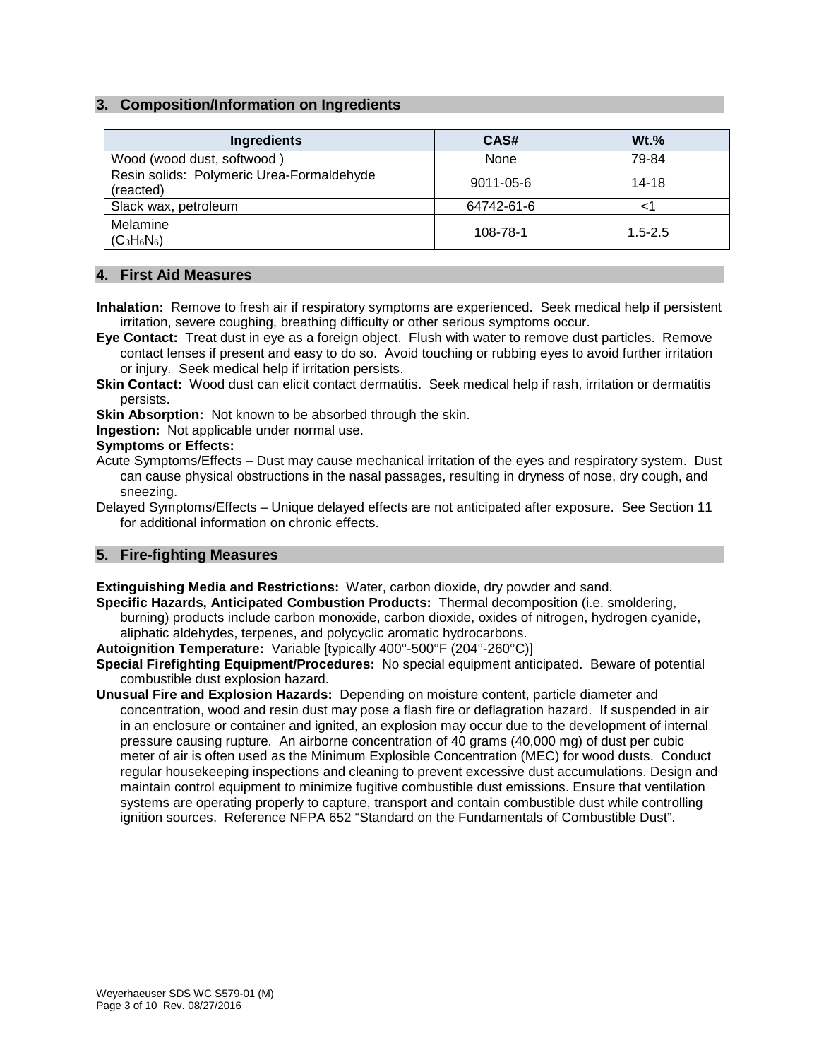## 3. Composition/Information on Ingredients

| Ingredients | CAS# | Wt.% |
|---|---|---|
| Wood (wood dust, softwood ) | None | 79-84 |
| Resin solids: Polymeric Urea-Formaldehyde (reacted) | 9011-05-6 | 14-18 |
| Slack wax, petroleum | 64742-61-6 | <1 |
| Melamine ($C_3H_6N_6$) | 108-78-1 | 1.5-2.5 |

## 4. First Aid Measures

**Inhalation:** Remove to fresh air if respiratory symptoms are experienced. Seek medical help if persistent irritation, severe coughing, breathing difficulty or other serious symptoms occur.

**Eye Contact:** Treat dust in eye as a foreign object. Flush with water to remove dust particles. Remove contact lenses if present and easy to do so. Avoid touching or rubbing eyes to avoid further irritation or injury. Seek medical help if irritation persists.

**Skin Contact:** Wood dust can elicit contact dermatitis. Seek medical help if rash, irritation or dermatitis persists.

**Skin Absorption:** Not known to be absorbed through the skin.

**Ingestion:** Not applicable under normal use.

**Symptoms or Effects:**

Acute Symptoms/Effects – Dust may cause mechanical irritation of the eyes and respiratory system. Dust can cause physical obstructions in the nasal passages, resulting in dryness of nose, dry cough, and sneezing.

Delayed Symptoms/Effects – Unique delayed effects are not anticipated after exposure. See Section 11 for additional information on chronic effects.

## 5. Fire-fighting Measures

**Extinguishing Media and Restrictions:** Water, carbon dioxide, dry powder and sand.

**Specific Hazards, Anticipated Combustion Products:** Thermal decomposition (i.e. smoldering, burning) products include carbon monoxide, carbon dioxide, oxides of nitrogen, hydrogen cyanide, aliphatic aldehydes, terpenes, and polycyclic aromatic hydrocarbons.

**Autoignition Temperature:** Variable [typically 400°-500°F (204°-260°C)]

**Special Firefighting Equipment/Procedures:** No special equipment anticipated. Beware of potential combustible dust explosion hazard.

**Unusual Fire and Explosion Hazards:** Depending on moisture content, particle diameter and concentration, wood and resin dust may pose a flash fire or deflagration hazard. If suspended in air in an enclosure or container and ignited, an explosion may occur due to the development of internal pressure causing rupture. An airborne concentration of 40 grams (40,000 mg) of dust per cubic meter of air is often used as the Minimum Explosible Concentration (MEC) for wood dusts. Conduct regular housekeeping inspections and cleaning to prevent excessive dust accumulations. Design and maintain control equipment to minimize fugitive combustible dust emissions. Ensure that ventilation systems are operating properly to capture, transport and contain combustible dust while controlling ignition sources. Reference NFPA 652 "Standard on the Fundamentals of Combustible Dust".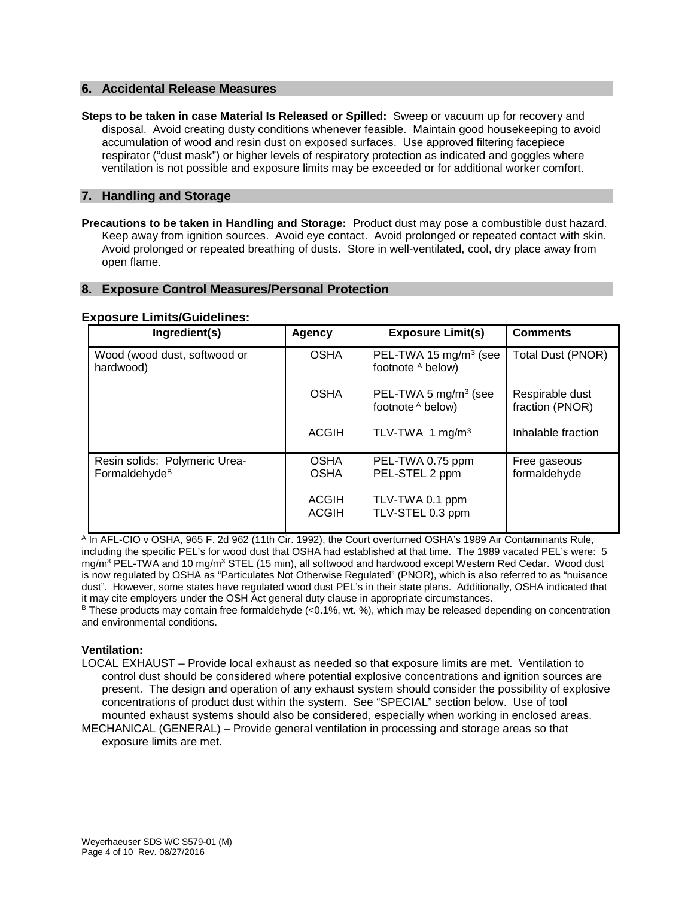## 6. Accidental Release Measures

**Steps to be taken in case Material Is Released or Spilled:** Sweep or vacuum up for recovery and disposal. Avoid creating dusty conditions whenever feasible. Maintain good housekeeping to avoid accumulation of wood and resin dust on exposed surfaces. Use approved filtering facepiece respirator ("dust mask") or higher levels of respiratory protection as indicated and goggles where ventilation is not possible and exposure limits may be exceeded or for additional worker comfort.

## 7. Handling and Storage

**Precautions to be taken in Handling and Storage:** Product dust may pose a combustible dust hazard. Keep away from ignition sources. Avoid eye contact. Avoid prolonged or repeated contact with skin. Avoid prolonged or repeated breathing of dusts. Store in well-ventilated, cool, dry place away from open flame.

## 8. Exposure Control Measures/Personal Protection

### Exposure Limits/Guidelines:

| Ingredient(s) | Agency | Exposure Limit(s) | Comments |
|---|---|---|---|
| Wood (wood dust, softwood or hardwood) | OSHA | PEL-TWA 15 mg/m$^3$ (see footnote [A] below) | Total Dust (PNOR) |
| | OSHA | PEL-TWA 5 mg/m$^3$ (see footnote [A] below) | Respirable dust fraction (PNOR) |
| | ACGIH | TLV-TWA 1 mg/m$^3$ | Inhalable fraction |
| Resin solids: Polymeric Urea-Formaldehyde[B] | OSHA<br>OSHA | PEL-TWA 0.75 ppm<br>PEL-STEL 2 ppm | Free gaseous formaldehyde |
| | ACGIH<br>ACGIH | TLV-TWA 0.1 ppm<br>TLV-STEL 0.3 ppm | |

[A] In AFL-CIO v OSHA, 965 F. 2d 962 (11th Cir. 1992), the Court overturned OSHA's 1989 Air Contaminants Rule, including the specific PEL's for wood dust that OSHA had established at that time. The 1989 vacated PEL's were: 5 mg/m$^3$ PEL-TWA and 10 mg/m$^3$ STEL (15 min), all softwood and hardwood except Western Red Cedar. Wood dust is now regulated by OSHA as "Particulates Not Otherwise Regulated" (PNOR), which is also referred to as "nuisance dust". However, some states have regulated wood dust PEL's in their state plans. Additionally, OSHA indicated that it may cite employers under the OSH Act general duty clause in appropriate circumstances.

[B] These products may contain free formaldehyde (<0.1%, wt. %), which may be released depending on concentration and environmental conditions.

**Ventilation:**

LOCAL EXHAUST – Provide local exhaust as needed so that exposure limits are met. Ventilation to control dust should be considered where potential explosive concentrations and ignition sources are present. The design and operation of any exhaust system should consider the possibility of explosive concentrations of product dust within the system. See "SPECIAL" section below. Use of tool mounted exhaust systems should also be considered, especially when working in enclosed areas.

MECHANICAL (GENERAL) – Provide general ventilation in processing and storage areas so that exposure limits are met.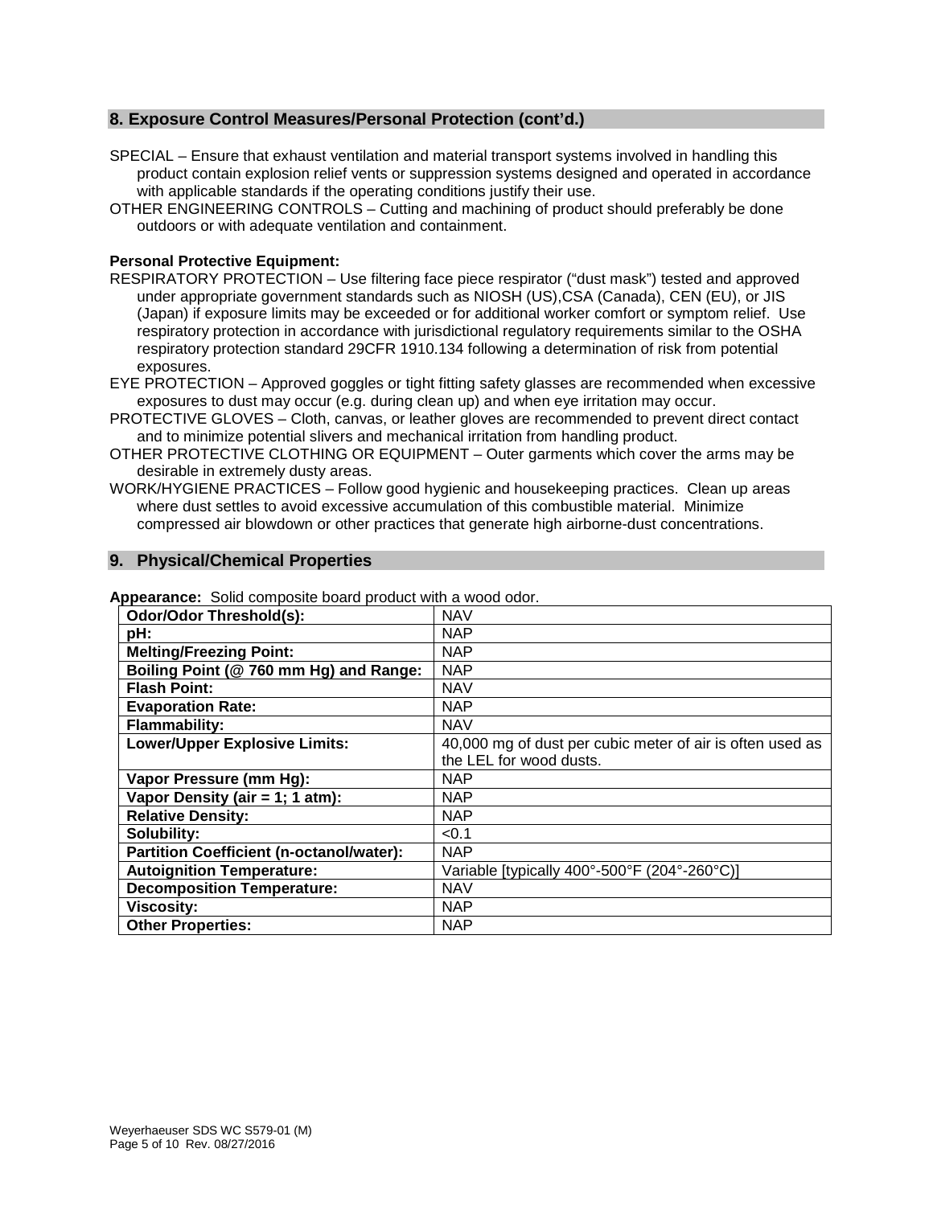## 8. Exposure Control Measures/Personal Protection (cont'd.)

SPECIAL – Ensure that exhaust ventilation and material transport systems involved in handling this product contain explosion relief vents or suppression systems designed and operated in accordance with applicable standards if the operating conditions justify their use.

OTHER ENGINEERING CONTROLS – Cutting and machining of product should preferably be done outdoors or with adequate ventilation and containment.

**Personal Protective Equipment:**

RESPIRATORY PROTECTION – Use filtering face piece respirator ("dust mask") tested and approved under appropriate government standards such as NIOSH (US),CSA (Canada), CEN (EU), or JIS (Japan) if exposure limits may be exceeded or for additional worker comfort or symptom relief. Use respiratory protection in accordance with jurisdictional regulatory requirements similar to the OSHA respiratory protection standard 29CFR 1910.134 following a determination of risk from potential exposures.

EYE PROTECTION – Approved goggles or tight fitting safety glasses are recommended when excessive exposures to dust may occur (e.g. during clean up) and when eye irritation may occur.

PROTECTIVE GLOVES – Cloth, canvas, or leather gloves are recommended to prevent direct contact and to minimize potential slivers and mechanical irritation from handling product.

OTHER PROTECTIVE CLOTHING OR EQUIPMENT – Outer garments which cover the arms may be desirable in extremely dusty areas.

WORK/HYGIENE PRACTICES – Follow good hygienic and housekeeping practices. Clean up areas where dust settles to avoid excessive accumulation of this combustible material. Minimize compressed air blowdown or other practices that generate high airborne-dust concentrations.

## 9. Physical/Chemical Properties

**Appearance:** Solid composite board product with a wood odor.

| | |
|---|---|
| **Odor/Odor Threshold(s):** | NAV |
| **pH:** | NAP |
| **Melting/Freezing Point:** | NAP |
| **Boiling Point (@ 760 mm Hg) and Range:** | NAP |
| **Flash Point:** | NAV |
| **Evaporation Rate:** | NAP |
| **Flammability:** | NAV |
| **Lower/Upper Explosive Limits:** | 40,000 mg of dust per cubic meter of air is often used as the LEL for wood dusts. |
| **Vapor Pressure (mm Hg):** | NAP |
| **Vapor Density (air = 1; 1 atm):** | NAP |
| **Relative Density:** | NAP |
| **Solubility:** | <0.1 |
| **Partition Coefficient (n-octanol/water):** | NAP |
| **Autoignition Temperature:** | Variable [typically 400°-500°F (204°-260°C)] |
| **Decomposition Temperature:** | NAV |
| **Viscosity:** | NAP |
| **Other Properties:** | NAP |

Weyerhaeuser SDS WC S579-01 (M)
Rev. 08/27/2016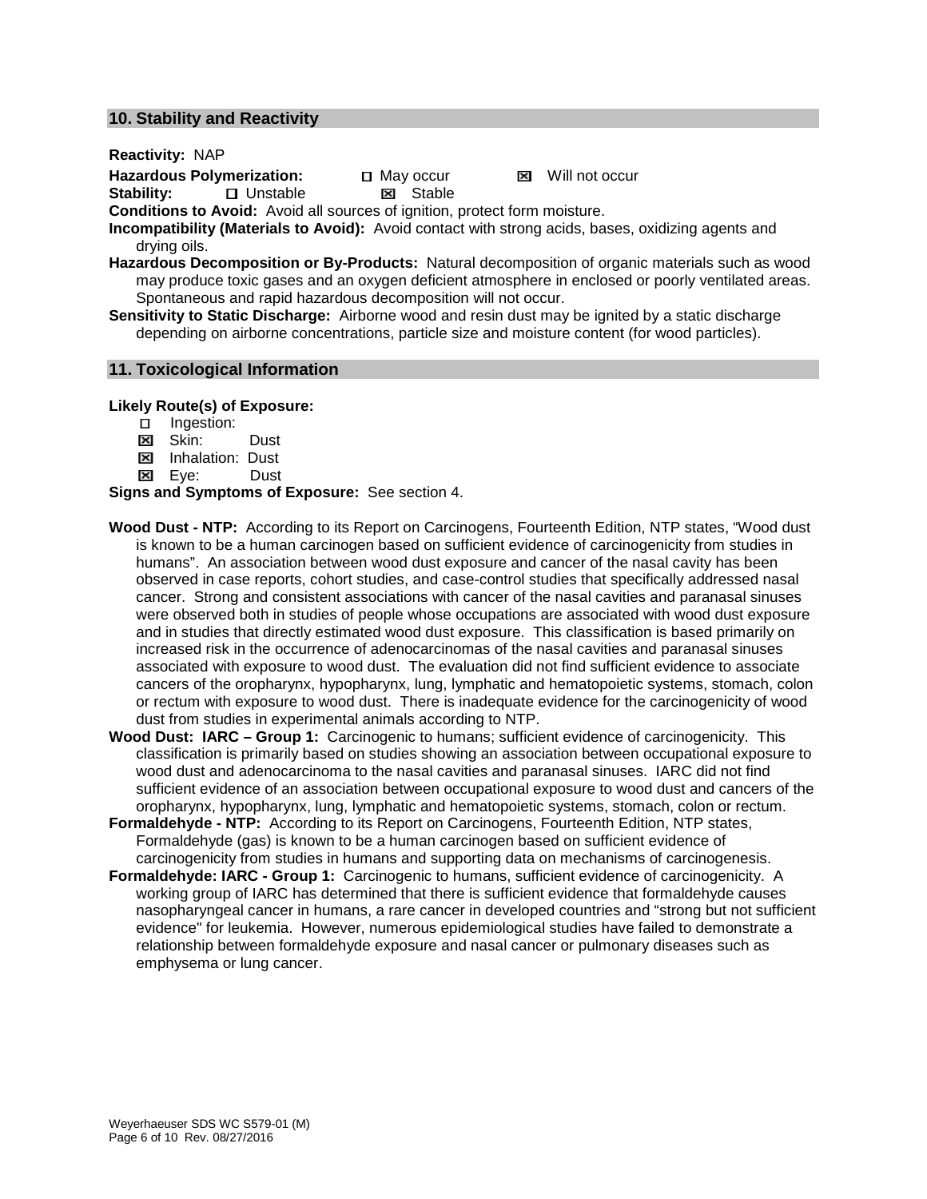## 10. Stability and Reactivity

**Reactivity:** NAP

**Hazardous Polymerization:** ☐ May occur ☒ Will not occur

**Stability:** ☐ Unstable ☒ Stable

**Conditions to Avoid:** Avoid all sources of ignition, protect form moisture.

**Incompatibility (Materials to Avoid):** Avoid contact with strong acids, bases, oxidizing agents and drying oils.

**Hazardous Decomposition or By-Products:** Natural decomposition of organic materials such as wood may produce toxic gases and an oxygen deficient atmosphere in enclosed or poorly ventilated areas. Spontaneous and rapid hazardous decomposition will not occur.

**Sensitivity to Static Discharge:** Airborne wood and resin dust may be ignited by a static discharge depending on airborne concentrations, particle size and moisture content (for wood particles).

## 11. Toxicological Information

**Likely Route(s) of Exposure:**

- ☐ Ingestion:
- ☒ Skin: Dust
- ☒ Inhalation: Dust
- ☒ Eye: Dust

**Signs and Symptoms of Exposure:** See section 4.

**Wood Dust - NTP:** According to its Report on Carcinogens, Fourteenth Edition, NTP states, "Wood dust is known to be a human carcinogen based on sufficient evidence of carcinogenicity from studies in humans". An association between wood dust exposure and cancer of the nasal cavity has been observed in case reports, cohort studies, and case-control studies that specifically addressed nasal cancer. Strong and consistent associations with cancer of the nasal cavities and paranasal sinuses were observed both in studies of people whose occupations are associated with wood dust exposure and in studies that directly estimated wood dust exposure. This classification is based primarily on increased risk in the occurrence of adenocarcinomas of the nasal cavities and paranasal sinuses associated with exposure to wood dust. The evaluation did not find sufficient evidence to associate cancers of the oropharynx, hypopharynx, lung, lymphatic and hematopoietic systems, stomach, colon or rectum with exposure to wood dust. There is inadequate evidence for the carcinogenicity of wood dust from studies in experimental animals according to NTP.

**Wood Dust: IARC – Group 1:** Carcinogenic to humans; sufficient evidence of carcinogenicity. This classification is primarily based on studies showing an association between occupational exposure to wood dust and adenocarcinoma to the nasal cavities and paranasal sinuses. IARC did not find sufficient evidence of an association between occupational exposure to wood dust and cancers of the oropharynx, hypopharynx, lung, lymphatic and hematopoietic systems, stomach, colon or rectum.

**Formaldehyde - NTP:** According to its Report on Carcinogens, Fourteenth Edition, NTP states, Formaldehyde (gas) is known to be a human carcinogen based on sufficient evidence of carcinogenicity from studies in humans and supporting data on mechanisms of carcinogenesis.

**Formaldehyde: IARC - Group 1:** Carcinogenic to humans, sufficient evidence of carcinogenicity. A working group of IARC has determined that there is sufficient evidence that formaldehyde causes nasopharyngeal cancer in humans, a rare cancer in developed countries and "strong but not sufficient evidence" for leukemia. However, numerous epidemiological studies have failed to demonstrate a relationship between formaldehyde exposure and nasal cancer or pulmonary diseases such as emphysema or lung cancer.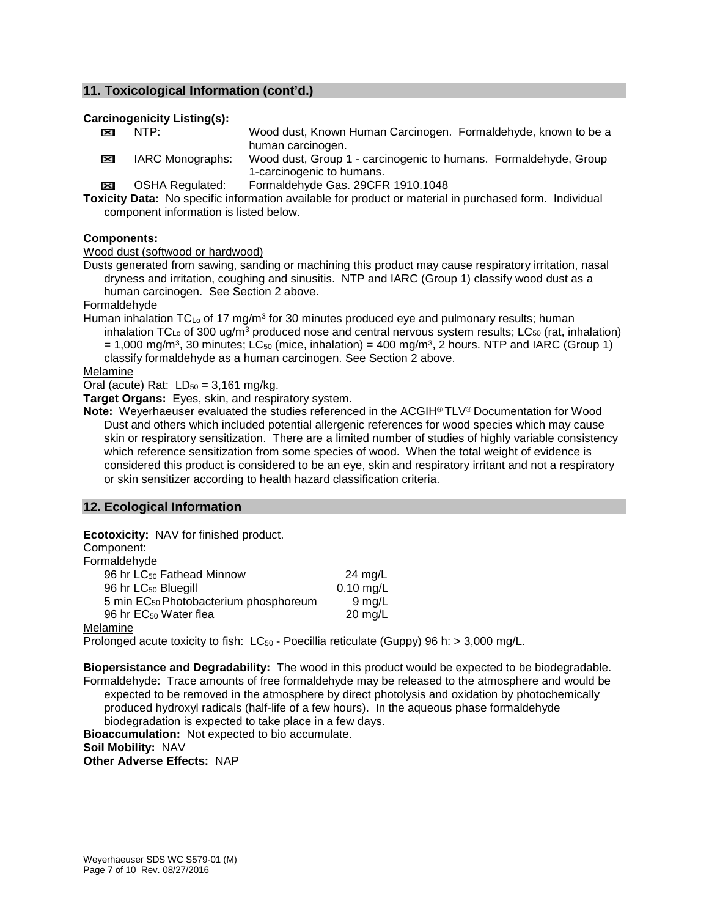## 11. Toxicological Information (cont'd.)

**Carcinogenicity Listing(s):**

| | | |
|---|---|---|
| ☒ | NTP: | Wood dust, Known Human Carcinogen. Formaldehyde, known to be a human carcinogen. |
| ☒ | IARC Monographs: | Wood dust, Group 1 - carcinogenic to humans. Formaldehyde, Group 1-carcinogenic to humans. |
| ☒ | OSHA Regulated: | Formaldehyde Gas. 29CFR 1910.1048 |

**Toxicity Data:** No specific information available for product or material in purchased form. Individual component information is listed below.

**Components:**

Wood dust (softwood or hardwood)

Dusts generated from sawing, sanding or machining this product may cause respiratory irritation, nasal dryness and irritation, coughing and sinusitis. NTP and IARC (Group 1) classify wood dust as a human carcinogen. See Section 2 above.

Formaldehyde

Human inhalation $TC_{Lo}$ of 17 mg/m$^3$ for 30 minutes produced eye and pulmonary results; human inhalation $TC_{Lo}$ of 300 ug/m$^3$ produced nose and central nervous system results; $LC_{50}$ (rat, inhalation) = 1,000 mg/m$^3$, 30 minutes; $LC_{50}$ (mice, inhalation) = 400 mg/m$^3$, 2 hours. NTP and IARC (Group 1) classify formaldehyde as a human carcinogen. See Section 2 above.

Melamine

Oral (acute) Rat: $LD_{50}$ = 3,161 mg/kg.

**Target Organs:** Eyes, skin, and respiratory system.

**Note:** Weyerhaeuser evaluated the studies referenced in the ACGIH® TLV® Documentation for Wood Dust and others which included potential allergenic references for wood species which may cause skin or respiratory sensitization. There are a limited number of studies of highly variable consistency which reference sensitization from some species of wood. When the total weight of evidence is considered this product is considered to be an eye, skin and respiratory irritant and not a respiratory or skin sensitizer according to health hazard classification criteria.

## 12. Ecological Information

**Ecotoxicity:** NAV for finished product.

Component:

Formaldehyde

| | |
|---|---|
| 96 hr $LC_{50}$ Fathead Minnow | 24 mg/L |
| 96 hr $LC_{50}$ Bluegill | 0.10 mg/L |
| 5 min $EC_{50}$ Photobacterium phosphoreum | 9 mg/L |
| 96 hr $EC_{50}$ Water flea | 20 mg/L |

Melamine

Prolonged acute toxicity to fish: $LC_{50}$ - Poecillia reticulate (Guppy) 96 h: > 3,000 mg/L.

**Biopersistance and Degradability:** The wood in this product would be expected to be biodegradable.

Formaldehyde: Trace amounts of free formaldehyde may be released to the atmosphere and would be expected to be removed in the atmosphere by direct photolysis and oxidation by photochemically produced hydroxyl radicals (half-life of a few hours). In the aqueous phase formaldehyde biodegradation is expected to take place in a few days.

**Bioaccumulation:** Not expected to bio accumulate.

**Soil Mobility:** NAV

**Other Adverse Effects:** NAP

Weyerhaeuser SDS WC S579-01 (M)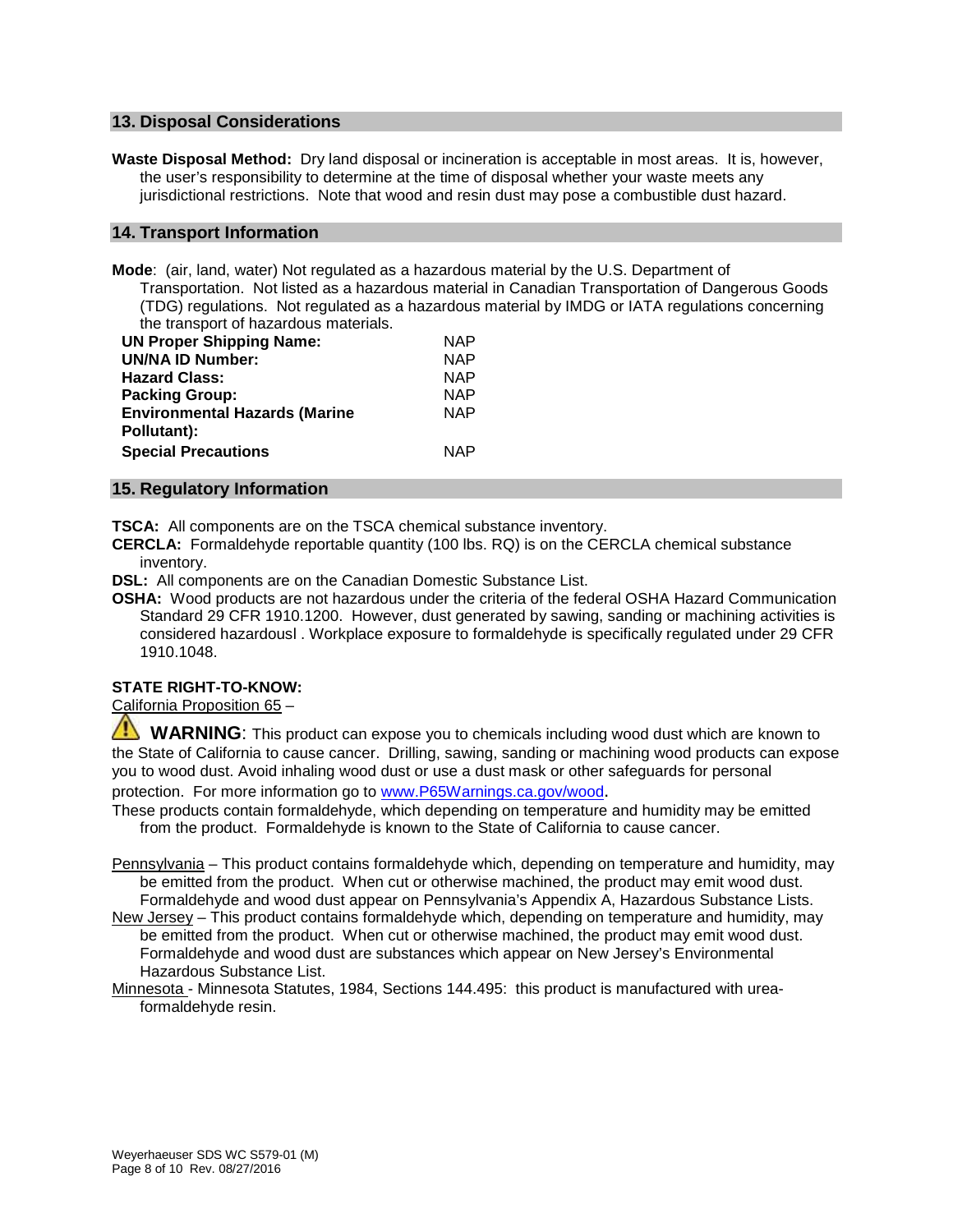## 13. Disposal Considerations

**Waste Disposal Method:** Dry land disposal or incineration is acceptable in most areas. It is, however, the user's responsibility to determine at the time of disposal whether your waste meets any jurisdictional restrictions. Note that wood and resin dust may pose a combustible dust hazard.

## 14. Transport Information

**Mode**: (air, land, water) Not regulated as a hazardous material by the U.S. Department of Transportation. Not listed as a hazardous material in Canadian Transportation of Dangerous Goods (TDG) regulations. Not regulated as a hazardous material by IMDG or IATA regulations concerning the transport of hazardous materials.

| | |
|---|---|
| **UN Proper Shipping Name:** | NAP |
| **UN/NA ID Number:** | NAP |
| **Hazard Class:** | NAP |
| **Packing Group:** | NAP |
| **Environmental Hazards (Marine Pollutant):** | NAP |
| **Special Precautions** | NAP |

## 15. Regulatory Information

**TSCA:** All components are on the TSCA chemical substance inventory.

**CERCLA:** Formaldehyde reportable quantity (100 lbs. RQ) is on the CERCLA chemical substance inventory.

**DSL:** All components are on the Canadian Domestic Substance List.

**OSHA:** Wood products are not hazardous under the criteria of the federal OSHA Hazard Communication Standard 29 CFR 1910.1200. However, dust generated by sawing, sanding or machining activities is considered hazardousl . Workplace exposure to formaldehyde is specifically regulated under 29 CFR 1910.1048.

**STATE RIGHT-TO-KNOW:**

California Proposition 65 –

⚠ **WARNING**: This product can expose you to chemicals including wood dust which are known to the State of California to cause cancer. Drilling, sawing, sanding or machining wood products can expose you to wood dust. Avoid inhaling wood dust or use a dust mask or other safeguards for personal protection. For more information go to www.P65Warnings.ca.gov/wood.

These products contain formaldehyde, which depending on temperature and humidity may be emitted from the product. Formaldehyde is known to the State of California to cause cancer.

Pennsylvania – This product contains formaldehyde which, depending on temperature and humidity, may be emitted from the product. When cut or otherwise machined, the product may emit wood dust. Formaldehyde and wood dust appear on Pennsylvania's Appendix A, Hazardous Substance Lists.

New Jersey – This product contains formaldehyde which, depending on temperature and humidity, may be emitted from the product. When cut or otherwise machined, the product may emit wood dust. Formaldehyde and wood dust are substances which appear on New Jersey's Environmental Hazardous Substance List.

Minnesota - Minnesota Statutes, 1984, Sections 144.495: this product is manufactured with urea-formaldehyde resin.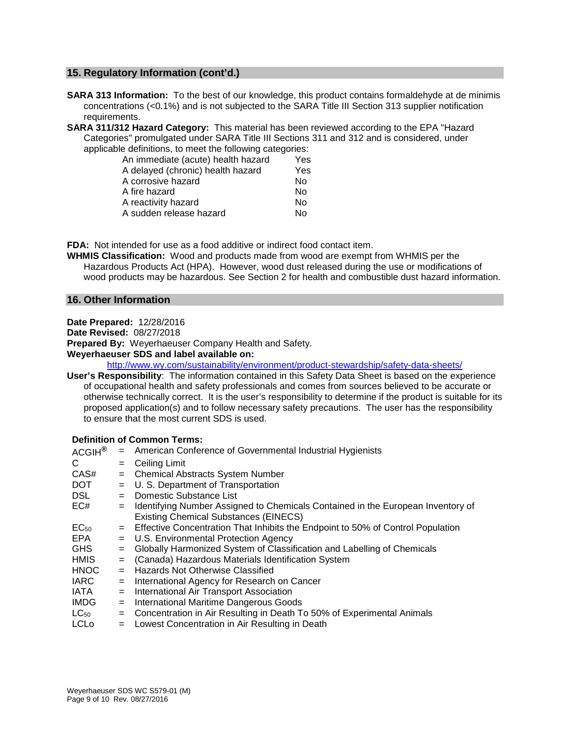## 15. Regulatory Information (cont'd.)

**SARA 313 Information:** To the best of our knowledge, this product contains formaldehyde at de minimis concentrations (<0.1%) and is not subjected to the SARA Title III Section 313 supplier notification requirements.

**SARA 311/312 Hazard Category:** This material has been reviewed according to the EPA "Hazard Categories" promulgated under SARA Title III Sections 311 and 312 and is considered, under applicable definitions, to meet the following categories:

| | |
|---|---|
| An immediate (acute) health hazard | Yes |
| A delayed (chronic) health hazard | Yes |
| A corrosive hazard | No |
| A fire hazard | No |
| A reactivity hazard | No |
| A sudden release hazard | No |

**FDA:** Not intended for use as a food additive or indirect food contact item.

**WHMIS Classification:** Wood and products made from wood are exempt from WHMIS per the Hazardous Products Act (HPA). However, wood dust released during the use or modifications of wood products may be hazardous. See Section 2 for health and combustible dust hazard information.

## 16. Other Information

**Date Prepared:** 12/28/2016
**Date Revised:** 08/27/2018
**Prepared By:** Weyerhaeuser Company Health and Safety.
**Weyerhaeuser SDS and label available on:**
http://www.wy.com/sustainability/environment/product-stewardship/safety-data-sheets/

**User's Responsibility**: The information contained in this Safety Data Sheet is based on the experience of occupational health and safety professionals and comes from sources believed to be accurate or otherwise technically correct. It is the user's responsibility to determine if the product is suitable for its proposed application(s) and to follow necessary safety precautions. The user has the responsibility to ensure that the most current SDS is used.

### Definition of Common Terms:

| | | |
|---|---|---|
| ACGIH® | = | American Conference of Governmental Industrial Hygienists |
| C | = | Ceiling Limit |
| CAS# | = | Chemical Abstracts System Number |
| DOT | = | U. S. Department of Transportation |
| DSL | = | Domestic Substance List |
| EC# | = | Identifying Number Assigned to Chemicals Contained in the European Inventory of Existing Chemical Substances (EINECS) |
| $EC_{50}$ | = | Effective Concentration That Inhibits the Endpoint to 50% of Control Population |
| EPA | = | U.S. Environmental Protection Agency |
| GHS | = | Globally Harmonized System of Classification and Labelling of Chemicals |
| HMIS | = | (Canada) Hazardous Materials Identification System |
| HNOC | = | Hazards Not Otherwise Classified |
| IARC | = | International Agency for Research on Cancer |
| IATA | = | International Air Transport Association |
| IMDG | = | International Maritime Dangerous Goods |
| $LC_{50}$ | = | Concentration in Air Resulting in Death To 50% of Experimental Animals |
| LCLo | = | Lowest Concentration in Air Resulting in Death |

Weyerhaeuser SDS WC S579-01 (M)
Rev. 08/27/2016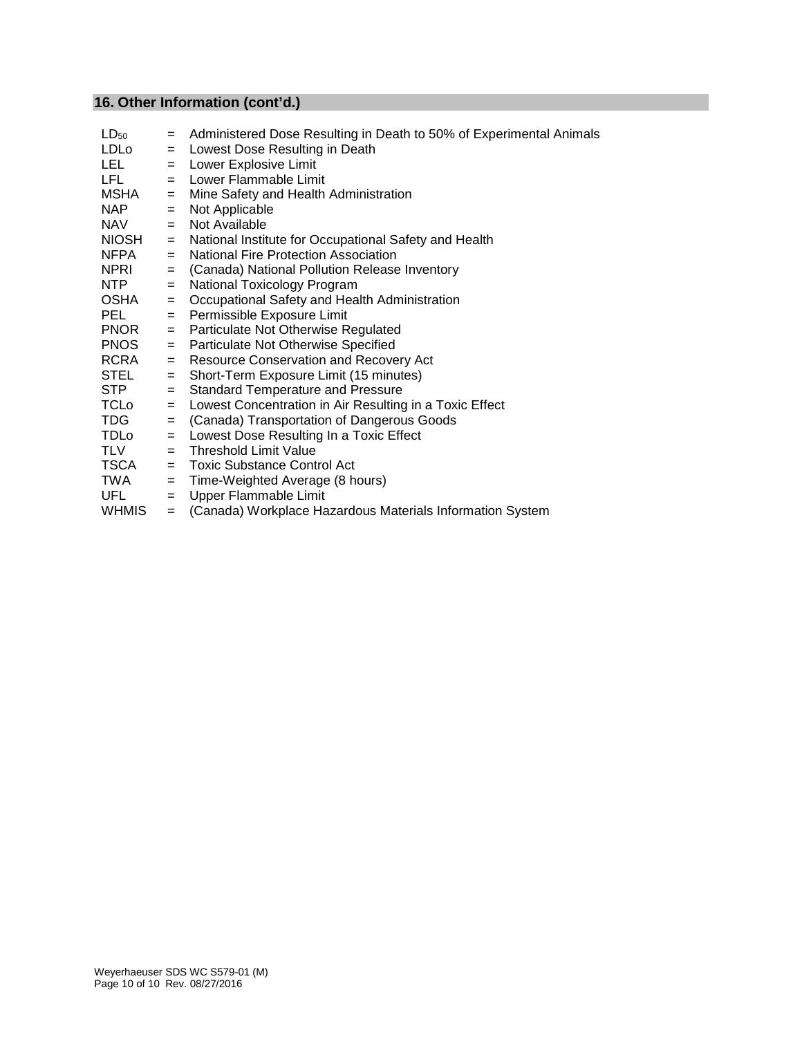## 16. Other Information (cont'd.)

$LD_{50}$ = Administered Dose Resulting in Death to 50% of Experimental Animals
LDLo = Lowest Dose Resulting in Death
LEL = Lower Explosive Limit
LFL = Lower Flammable Limit
MSHA = Mine Safety and Health Administration
NAP = Not Applicable
NAV = Not Available
NIOSH = National Institute for Occupational Safety and Health
NFPA = National Fire Protection Association
NPRI = (Canada) National Pollution Release Inventory
NTP = National Toxicology Program
OSHA = Occupational Safety and Health Administration
PEL = Permissible Exposure Limit
PNOR = Particulate Not Otherwise Regulated
PNOS = Particulate Not Otherwise Specified
RCRA = Resource Conservation and Recovery Act
STEL = Short-Term Exposure Limit (15 minutes)
STP = Standard Temperature and Pressure
TCLo = Lowest Concentration in Air Resulting in a Toxic Effect
TDG = (Canada) Transportation of Dangerous Goods
TDLo = Lowest Dose Resulting In a Toxic Effect
TLV = Threshold Limit Value
TSCA = Toxic Substance Control Act
TWA = Time-Weighted Average (8 hours)
UFL = Upper Flammable Limit
WHMIS = (Canada) Workplace Hazardous Materials Information System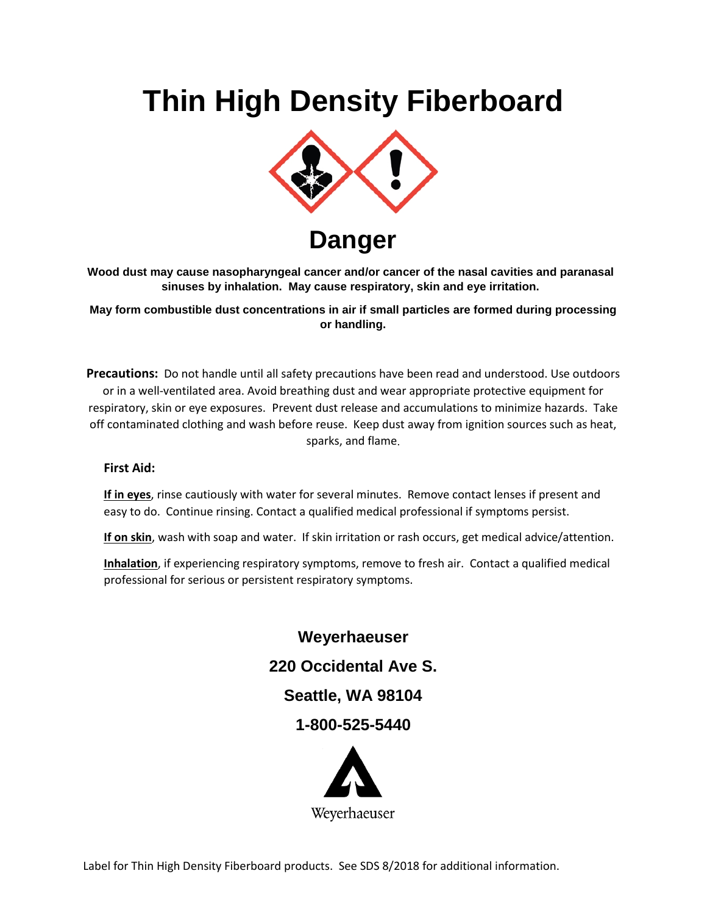# Thin High Density Fiberboard

## Danger

**Wood dust may cause nasopharyngeal cancer and/or cancer of the nasal cavities and paranasal sinuses by inhalation. May cause respiratory, skin and eye irritation.**

**May form combustible dust concentrations in air if small particles are formed during processing or handling.**

**Precautions:** Do not handle until all safety precautions have been read and understood. Use outdoors or in a well-ventilated area. Avoid breathing dust and wear appropriate protective equipment for respiratory, skin or eye exposures. Prevent dust release and accumulations to minimize hazards. Take off contaminated clothing and wash before reuse. Keep dust away from ignition sources such as heat, sparks, and flame.

**First Aid:**

**If in eyes**, rinse cautiously with water for several minutes. Remove contact lenses if present and easy to do. Continue rinsing. Contact a qualified medical professional if symptoms persist.

**If on skin**, wash with soap and water. If skin irritation or rash occurs, get medical advice/attention.

**Inhalation**, if experiencing respiratory symptoms, remove to fresh air. Contact a qualified medical professional for serious or persistent respiratory symptoms.

**Weyerhaeuser**

**220 Occidental Ave S.**

**Seattle, WA 98104**

**1-800-525-5440**

Weyerhaeuser

Label for Thin High Density Fiberboard products. See SDS 8/2018 for additional information.